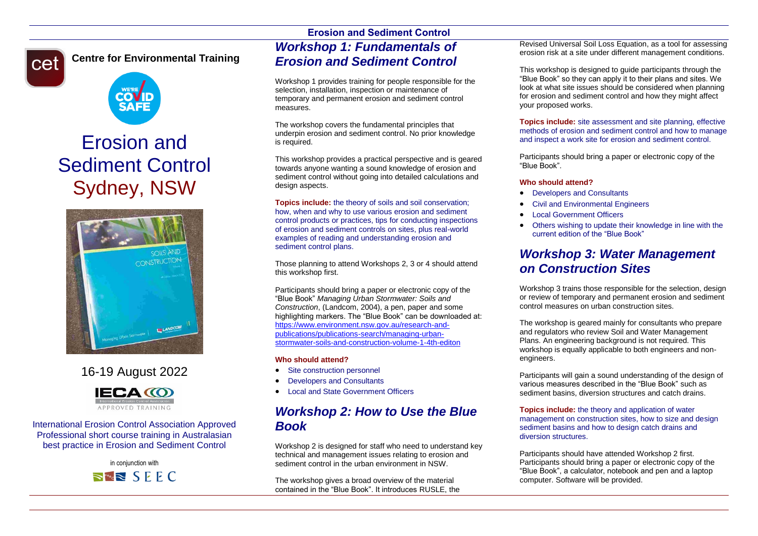# Erosion and Sediment Control

**Centre for Environmental Training**

# Erosion and Sediment Control Sydney, NSW

16-19 August 2022

International Erosion Control Association Approved Professional short course training in Australasian best practice in Erosion and Sediment Control

in conjunction with SEEC

## *Workshop 1: Fundamentals of Erosion and Sediment Control*

Workshop 1 provides training for people responsible for the selection, installation, inspection or maintenance of temporary and permanent erosion and sediment control measures.

The workshop covers the fundamental principles that underpin erosion and sediment control. No prior knowledge is required.

This workshop provides a practical perspective and is geared towards anyone wanting a sound knowledge of erosion and sediment control without going into detailed calculations and design aspects.

**Topics include:** the theory of soils and soil conservation; how, when and why to use various erosion and sediment control products or practices, tips for conducting inspections of erosion and sediment controls on sites, plus real-world examples of reading and understanding erosion and sediment control plans.

Those planning to attend Workshops 2, 3 or 4 should attend this workshop first.

Participants should bring a paper or electronic copy of the "Blue Book" *Managing Urban Stormwater: Soils and Construction*, (Landcom, 2004), a pen, paper and some highlighting markers. The "Blue Book" can be downloaded at: https://www.environment.nsw.gov.au/research-and-publications/publications-search/managing-urban-stormwater-soils-and-construction-volume-1-4th-editon

**Who should attend?**

- Site construction personnel
- Developers and Consultants
- Local and State Government Officers

## *Workshop 2: How to Use the Blue Book*

Workshop 2 is designed for staff who need to understand key technical and management issues relating to erosion and sediment control in the urban environment in NSW.

The workshop gives a broad overview of the material contained in the "Blue Book". It introduces RUSLE, the Revised Universal Soil Loss Equation, as a tool for assessing erosion risk at a site under different management conditions.

This workshop is designed to guide participants through the "Blue Book" so they can apply it to their plans and sites. We look at what site issues should be considered when planning for erosion and sediment control and how they might affect your proposed works.

**Topics include:** site assessment and site planning, effective methods of erosion and sediment control and how to manage and inspect a work site for erosion and sediment control.

Participants should bring a paper or electronic copy of the "Blue Book".

**Who should attend?**

- Developers and Consultants
- Civil and Environmental Engineers
- Local Government Officers
- Others wishing to update their knowledge in line with the current edition of the "Blue Book"

## *Workshop 3: Water Management on Construction Sites*

Workshop 3 trains those responsible for the selection, design or review of temporary and permanent erosion and sediment control measures on urban construction sites.

The workshop is geared mainly for consultants who prepare and regulators who review Soil and Water Management Plans. An engineering background is not required. This workshop is equally applicable to both engineers and non-engineers.

Participants will gain a sound understanding of the design of various measures described in the "Blue Book" such as sediment basins, diversion structures and catch drains.

**Topics include:** the theory and application of water management on construction sites, how to size and design sediment basins and how to design catch drains and diversion structures.

Participants should have attended Workshop 2 first. Participants should bring a paper or electronic copy of the "Blue Book", a calculator, notebook and pen and a laptop computer. Software will be provided.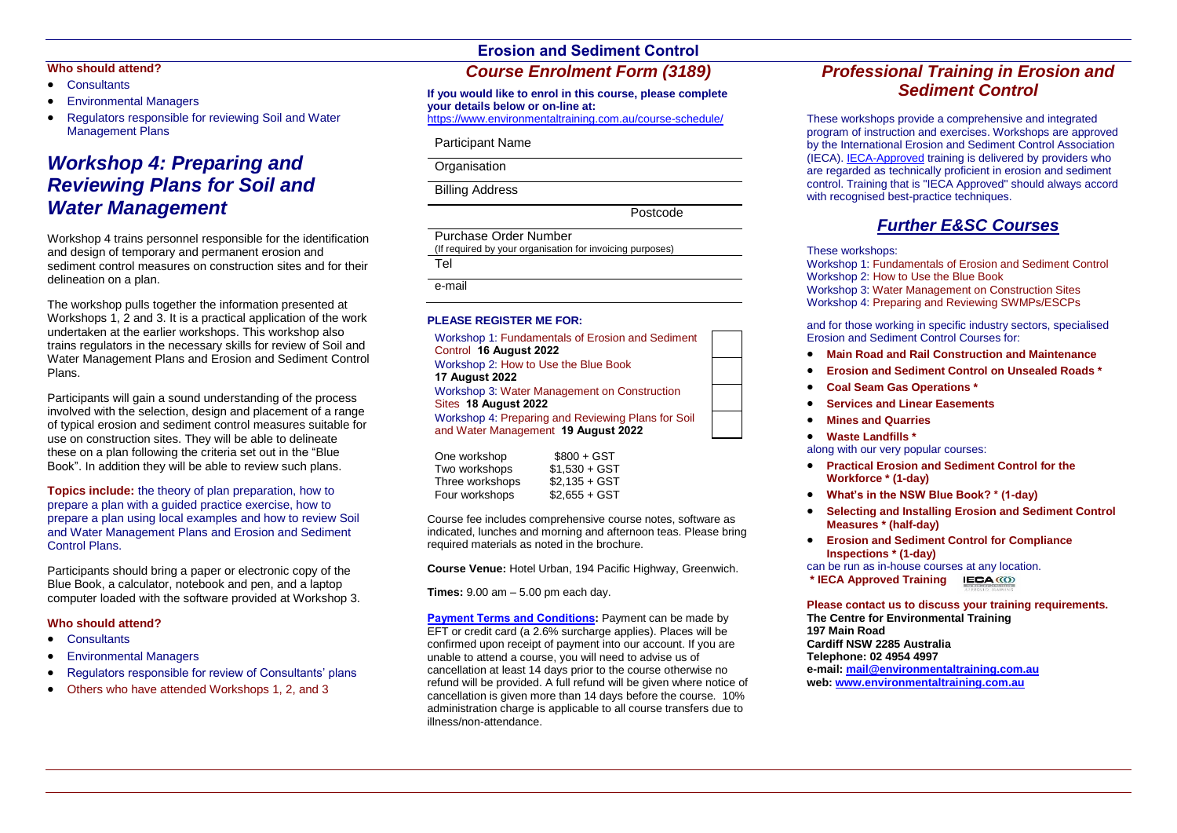**Who should attend?**

- Consultants
- Environmental Managers
- Regulators responsible for reviewing Soil and Water Management Plans

# *Workshop 4: Preparing and Reviewing Plans for Soil and Water Management*

Workshop 4 trains personnel responsible for the identification and design of temporary and permanent erosion and sediment control measures on construction sites and for their delineation on a plan.

The workshop pulls together the information presented at Workshops 1, 2 and 3. It is a practical application of the work undertaken at the earlier workshops. This workshop also trains regulators in the necessary skills for review of Soil and Water Management Plans and Erosion and Sediment Control Plans.

Participants will gain a sound understanding of the process involved with the selection, design and placement of a range of typical erosion and sediment control measures suitable for use on construction sites. They will be able to delineate these on a plan following the criteria set out in the "Blue Book". In addition they will be able to review such plans.

**Topics include:** the theory of plan preparation, how to prepare a plan with a guided practice exercise, how to prepare a plan using local examples and how to review Soil and Water Management Plans and Erosion and Sediment Control Plans.

Participants should bring a paper or electronic copy of the Blue Book, a calculator, notebook and pen, and a laptop computer loaded with the software provided at Workshop 3.

### Who should attend?

- Consultants
- Environmental Managers
- Regulators responsible for review of Consultants' plans
- Others who have attended Workshops 1, 2, and 3

## Erosion and Sediment Control

## *Course Enrolment Form (3189)*

**If you would like to enrol in this course, please complete your details below or on-line at:**
https://www.environmentaltraining.com.au/course-schedule/

Participant Name

Organisation

Billing Address

Postcode

Purchase Order Number
(If required by your organisation for invoicing purposes)

Tel

e-mail

**PLEASE REGISTER ME FOR:**

| | |
|---|---|
| Workshop 1: Fundamentals of Erosion and Sediment Control **16 August 2022** | |
| Workshop 2: How to Use the Blue Book **17 August 2022** | |
| Workshop 3: Water Management on Construction Sites **18 August 2022** | |
| Workshop 4: Preparing and Reviewing Plans for Soil and Water Management **19 August 2022** | |

| | |
|---|---|
| One workshop | $800 + GST |
| Two workshops | $1,530 + GST |
| Three workshops | $2,135 + GST |
| Four workshops | $2,655 + GST |

Course fee includes comprehensive course notes, software as indicated, lunches and morning and afternoon teas. Please bring required materials as noted in the brochure.

**Course Venue:** Hotel Urban, 194 Pacific Highway, Greenwich.

**Times:** 9.00 am – 5.00 pm each day.

**Payment Terms and Conditions:** Payment can be made by EFT or credit card (a 2.6% surcharge applies). Places will be confirmed upon receipt of payment into our account. If you are unable to attend a course, you will need to advise us of cancellation at least 14 days prior to the course otherwise no refund will be provided. A full refund will be given where notice of cancellation is given more than 14 days before the course. 10% administration charge is applicable to all course transfers due to illness/non-attendance.

## *Professional Training in Erosion and Sediment Control*

These workshops provide a comprehensive and integrated program of instruction and exercises. Workshops are approved by the International Erosion and Sediment Control Association (IECA). IECA-Approved training is delivered by providers who are regarded as technically proficient in erosion and sediment control. Training that is "IECA Approved" should always accord with recognised best-practice techniques.

## *Further E&SC Courses*

These workshops:
Workshop 1: Fundamentals of Erosion and Sediment Control
Workshop 2: How to Use the Blue Book
Workshop 3: Water Management on Construction Sites
Workshop 4: Preparing and Reviewing SWMPs/ESCPs

and for those working in specific industry sectors, specialised Erosion and Sediment Control Courses for:

- **Main Road and Rail Construction and Maintenance**
- **Erosion and Sediment Control on Unsealed Roads \***
- **Coal Seam Gas Operations \***
- **Services and Linear Easements**
- **Mines and Quarries**
- **Waste Landfills \***

along with our very popular courses:

- **Practical Erosion and Sediment Control for the Workforce \* (1-day)**
- **What's in the NSW Blue Book? \* (1-day)**
- **Selecting and Installing Erosion and Sediment Control Measures \* (half-day)**
- **Erosion and Sediment Control for Compliance Inspections \* (1-day)**

can be run as in-house courses at any location.
**\* IECA Approved Training**

**Please contact us to discuss your training requirements.**
**The Centre for Environmental Training**
**197 Main Road**
**Cardiff NSW 2285 Australia**
**Telephone: 02 4954 4997**
**e-mail: mail@environmentaltraining.com.au**
**web: www.environmentaltraining.com.au**